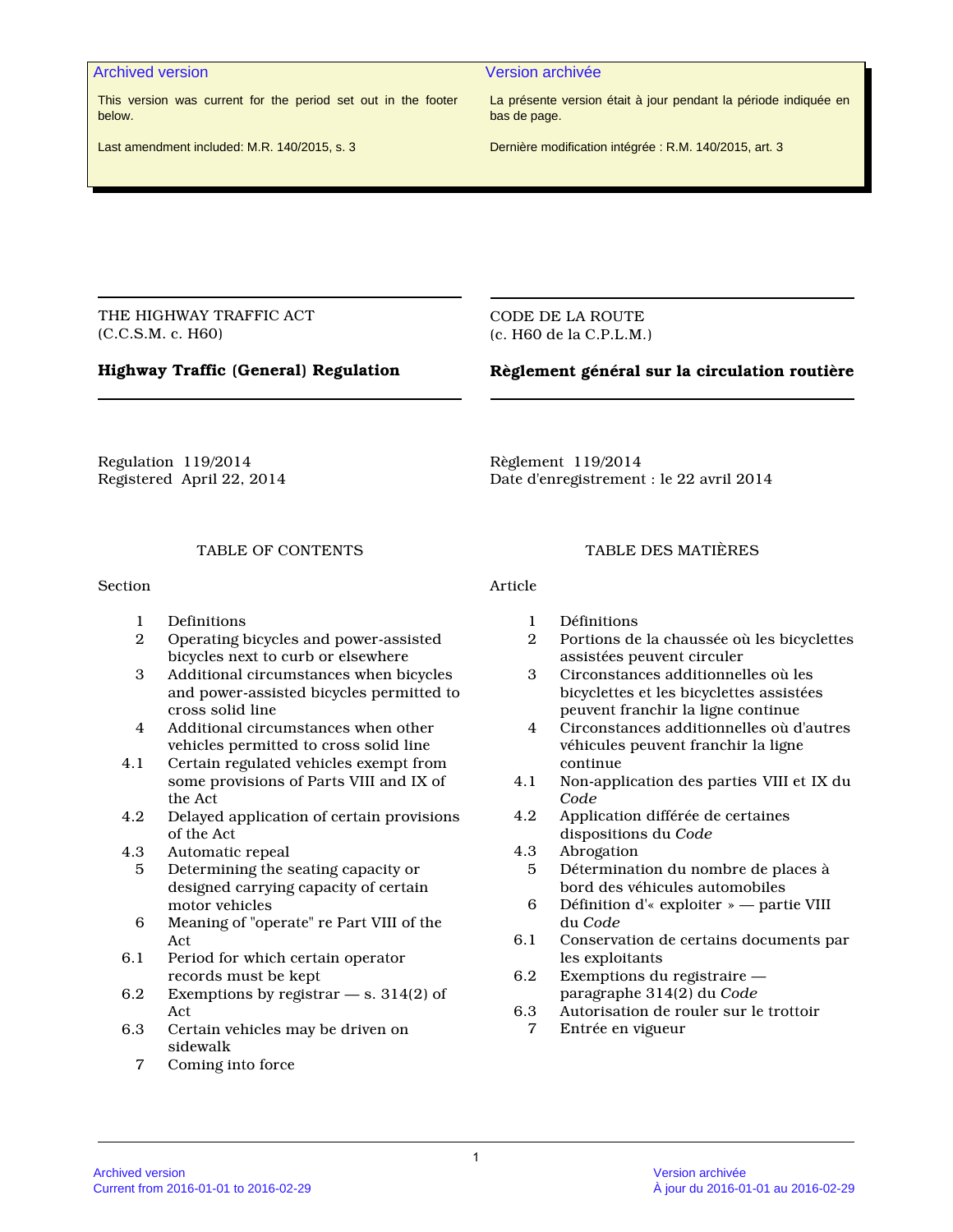**Archived version**

This version was current for the period set out in the footer below.

Last amendment included: M.R. 140/2015, s. 3

**Version archivée**

La présente version était à jour pendant la période indiquée en bas de page.

Dernière modification intégrée : R.M. 140/2015, art. 3

THE HIGHWAY TRAFFIC ACT
(C.C.S.M. c. H60)

# Highway Traffic (General) Regulation

Regulation 119/2014
Registered April 22, 2014

## TABLE OF CONTENTS

Section

1 Definitions
2 Operating bicycles and power-assisted bicycles next to curb or elsewhere
3 Additional circumstances when bicycles and power-assisted bicycles permitted to cross solid line
4 Additional circumstances when other vehicles permitted to cross solid line
4.1 Certain regulated vehicles exempt from some provisions of Parts VIII and IX of the Act
4.2 Delayed application of certain provisions of the Act
4.3 Automatic repeal
5 Determining the seating capacity or designed carrying capacity of certain motor vehicles
6 Meaning of "operate" re Part VIII of the Act
6.1 Period for which certain operator records must be kept
6.2 Exemptions by registrar — s. 314(2) of Act
6.3 Certain vehicles may be driven on sidewalk
7 Coming into force

CODE DE LA ROUTE
(c. H60 de la C.P.L.M.)

# Règlement général sur la circulation routière

Règlement 119/2014
Date d'enregistrement : le 22 avril 2014

## TABLE DES MATIÈRES

Article

1 Définitions
2 Portions de la chaussée où les bicyclettes assistées peuvent circuler
3 Circonstances additionnelles où les bicyclettes et les bicyclettes assistées peuvent franchir la ligne continue
4 Circonstances additionnelles où d'autres véhicules peuvent franchir la ligne continue
4.1 Non-application des parties VIII et IX du *Code*
4.2 Application différée de certaines dispositions du *Code*
4.3 Abrogation
5 Détermination du nombre de places à bord des véhicules automobiles
6 Définition d'« exploiter » — partie VIII du *Code*
6.1 Conservation de certains documents par les exploitants
6.2 Exemptions du registraire — paragraphe 314(2) du *Code*
6.3 Autorisation de rouler sur le trottoir
7 Entrée en vigueur

Archived version
Current from 2016-01-01 to 2016-02-29

Version archivée
À jour du 2016-01-01 au 2016-02-29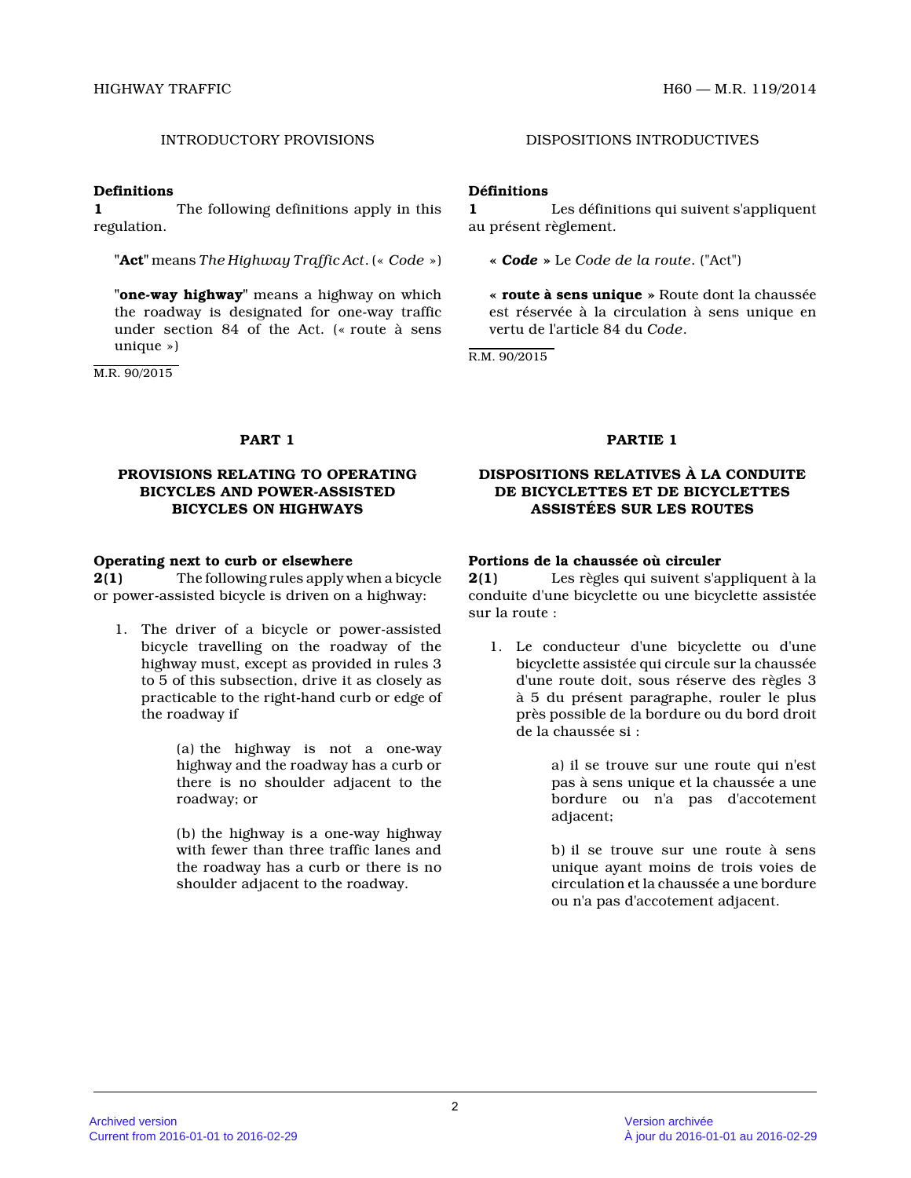## INTRODUCTORY PROVISIONS

**Definitions**

**1** The following definitions apply in this regulation.

"**Act**" means *The Highway Traffic Act*. (« *Code* »)

"**one-way highway**" means a highway on which the roadway is designated for one-way traffic under section 84 of the Act. (« route à sens unique »)

M.R. 90/2015

## PART 1

## PROVISIONS RELATING TO OPERATING BICYCLES AND POWER-ASSISTED BICYCLES ON HIGHWAYS

**Operating next to curb or elsewhere**

**2(1)** The following rules apply when a bicycle or power-assisted bicycle is driven on a highway:

1. The driver of a bicycle or power-assisted bicycle travelling on the roadway of the highway must, except as provided in rules 3 to 5 of this subsection, drive it as closely as practicable to the right-hand curb or edge of the roadway if

   (a) the highway is not a one-way highway and the roadway has a curb or there is no shoulder adjacent to the roadway; or

   (b) the highway is a one-way highway with fewer than three traffic lanes and the roadway has a curb or there is no shoulder adjacent to the roadway.

## DISPOSITIONS INTRODUCTIVES

**Définitions**

**1** Les définitions qui suivent s'appliquent au présent règlement.

« ***Code*** » Le *Code de la route*. ("Act")

« **route à sens unique** » Route dont la chaussée est réservée à la circulation à sens unique en vertu de l'article 84 du *Code*.

R.M. 90/2015

## PARTIE 1

## DISPOSITIONS RELATIVES À LA CONDUITE DE BICYCLETTES ET DE BICYCLETTES ASSISTÉES SUR LES ROUTES

**Portions de la chaussée où circuler**

**2(1)** Les règles qui suivent s'appliquent à la conduite d'une bicyclette ou une bicyclette assistée sur la route :

1. Le conducteur d'une bicyclette ou d'une bicyclette assistée qui circule sur la chaussée d'une route doit, sous réserve des règles 3 à 5 du présent paragraphe, rouler le plus près possible de la bordure ou du bord droit de la chaussée si :

   a) il se trouve sur une route qui n'est pas à sens unique et la chaussée a une bordure ou n'a pas d'accotement adjacent;

   b) il se trouve sur une route à sens unique ayant moins de trois voies de circulation et la chaussée a une bordure ou n'a pas d'accotement adjacent.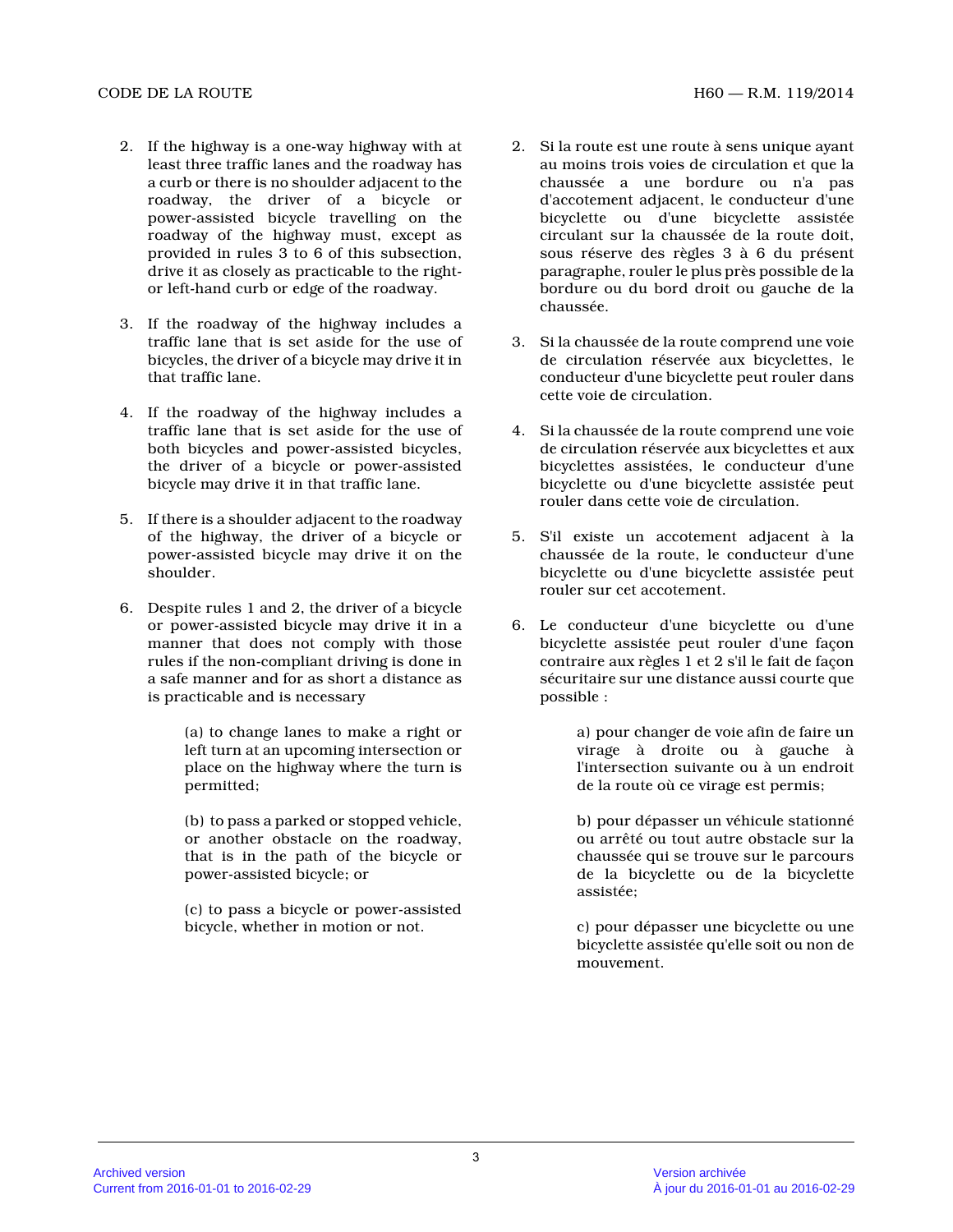2. If the highway is a one-way highway with at least three traffic lanes and the roadway has a curb or there is no shoulder adjacent to the roadway, the driver of a bicycle or power-assisted bicycle travelling on the roadway of the highway must, except as provided in rules 3 to 6 of this subsection, drive it as closely as practicable to the right- or left-hand curb or edge of the roadway.

3. If the roadway of the highway includes a traffic lane that is set aside for the use of bicycles, the driver of a bicycle may drive it in that traffic lane.

4. If the roadway of the highway includes a traffic lane that is set aside for the use of both bicycles and power-assisted bicycles, the driver of a bicycle or power-assisted bicycle may drive it in that traffic lane.

5. If there is a shoulder adjacent to the roadway of the highway, the driver of a bicycle or power-assisted bicycle may drive it on the shoulder.

6. Despite rules 1 and 2, the driver of a bicycle or power-assisted bicycle may drive it in a manner that does not comply with those rules if the non-compliant driving is done in a safe manner and for as short a distance as is practicable and is necessary

   (a) to change lanes to make a right or left turn at an upcoming intersection or place on the highway where the turn is permitted;

   (b) to pass a parked or stopped vehicle, or another obstacle on the roadway, that is in the path of the bicycle or power-assisted bicycle; or

   (c) to pass a bicycle or power-assisted bicycle, whether in motion or not.

2. Si la route est une route à sens unique ayant au moins trois voies de circulation et que la chaussée a une bordure ou n'a pas d'accotement adjacent, le conducteur d'une bicyclette ou d'une bicyclette assistée circulant sur la chaussée de la route doit, sous réserve des règles 3 à 6 du présent paragraphe, rouler le plus près possible de la bordure ou du bord droit ou gauche de la chaussée.

3. Si la chaussée de la route comprend une voie de circulation réservée aux bicyclettes, le conducteur d'une bicyclette peut rouler dans cette voie de circulation.

4. Si la chaussée de la route comprend une voie de circulation réservée aux bicyclettes et aux bicyclettes assistées, le conducteur d'une bicyclette ou d'une bicyclette assistée peut rouler dans cette voie de circulation.

5. S'il existe un accotement adjacent à la chaussée de la route, le conducteur d'une bicyclette ou d'une bicyclette assistée peut rouler sur cet accotement.

6. Le conducteur d'une bicyclette ou d'une bicyclette assistée peut rouler d'une façon contraire aux règles 1 et 2 s'il le fait de façon sécuritaire sur une distance aussi courte que possible :

   a) pour changer de voie afin de faire un virage à droite ou à gauche à l'intersection suivante ou à un endroit de la route où ce virage est permis;

   b) pour dépasser un véhicule stationné ou arrêté ou tout autre obstacle sur la chaussée qui se trouve sur le parcours de la bicyclette ou de la bicyclette assistée;

   c) pour dépasser une bicyclette ou une bicyclette assistée qu'elle soit ou non de mouvement.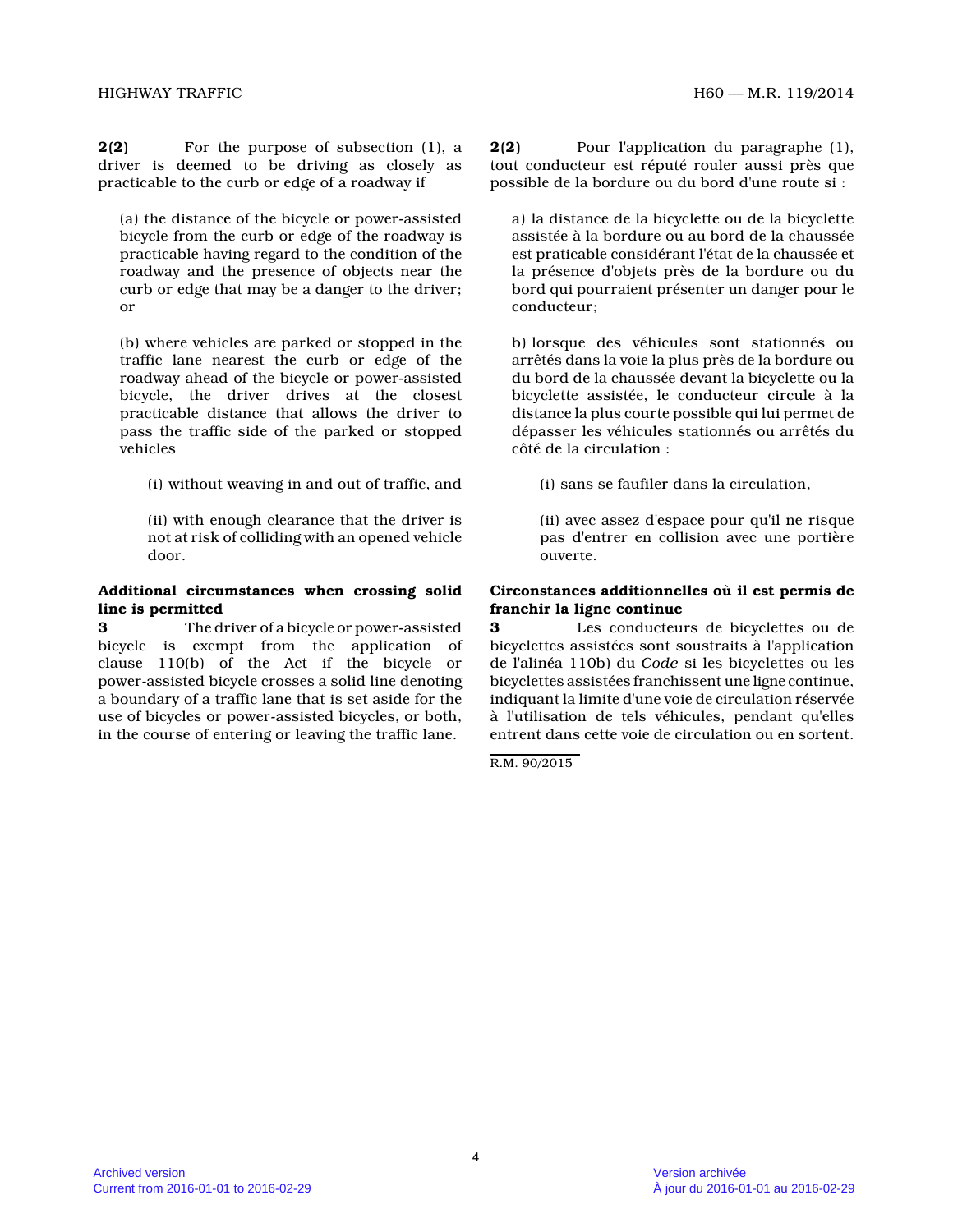**2(2)** For the purpose of subsection (1), a driver is deemed to be driving as closely as practicable to the curb or edge of a roadway if

(a) the distance of the bicycle or power-assisted bicycle from the curb or edge of the roadway is practicable having regard to the condition of the roadway and the presence of objects near the curb or edge that may be a danger to the driver; or

(b) where vehicles are parked or stopped in the traffic lane nearest the curb or edge of the roadway ahead of the bicycle or power-assisted bicycle, the driver drives at the closest practicable distance that allows the driver to pass the traffic side of the parked or stopped vehicles

(i) without weaving in and out of traffic, and

(ii) with enough clearance that the driver is not at risk of colliding with an opened vehicle door.

**Additional circumstances when crossing solid line is permitted**

**3** The driver of a bicycle or power-assisted bicycle is exempt from the application of clause 110(b) of the Act if the bicycle or power-assisted bicycle crosses a solid line denoting a boundary of a traffic lane that is set aside for the use of bicycles or power-assisted bicycles, or both, in the course of entering or leaving the traffic lane.

**2(2)** Pour l'application du paragraphe (1), tout conducteur est réputé rouler aussi près que possible de la bordure ou du bord d'une route si :

a) la distance de la bicyclette ou de la bicyclette assistée à la bordure ou au bord de la chaussée est praticable considérant l'état de la chaussée et la présence d'objets près de la bordure ou du bord qui pourraient présenter un danger pour le conducteur;

b) lorsque des véhicules sont stationnés ou arrêtés dans la voie la plus près de la bordure ou du bord de la chaussée devant la bicyclette ou la bicyclette assistée, le conducteur circule à la distance la plus courte possible qui lui permet de dépasser les véhicules stationnés ou arrêtés du côté de la circulation :

(i) sans se faufiler dans la circulation,

(ii) avec assez d'espace pour qu'il ne risque pas d'entrer en collision avec une portière ouverte.

**Circonstances additionnelles où il est permis de franchir la ligne continue**

**3** Les conducteurs de bicyclettes ou de bicyclettes assistées sont soustraits à l'application de l'alinéa 110b) du *Code* si les bicyclettes ou les bicyclettes assistées franchissent une ligne continue, indiquant la limite d'une voie de circulation réservée à l'utilisation de tels véhicules, pendant qu'elles entrent dans cette voie de circulation ou en sortent.

R.M. 90/2015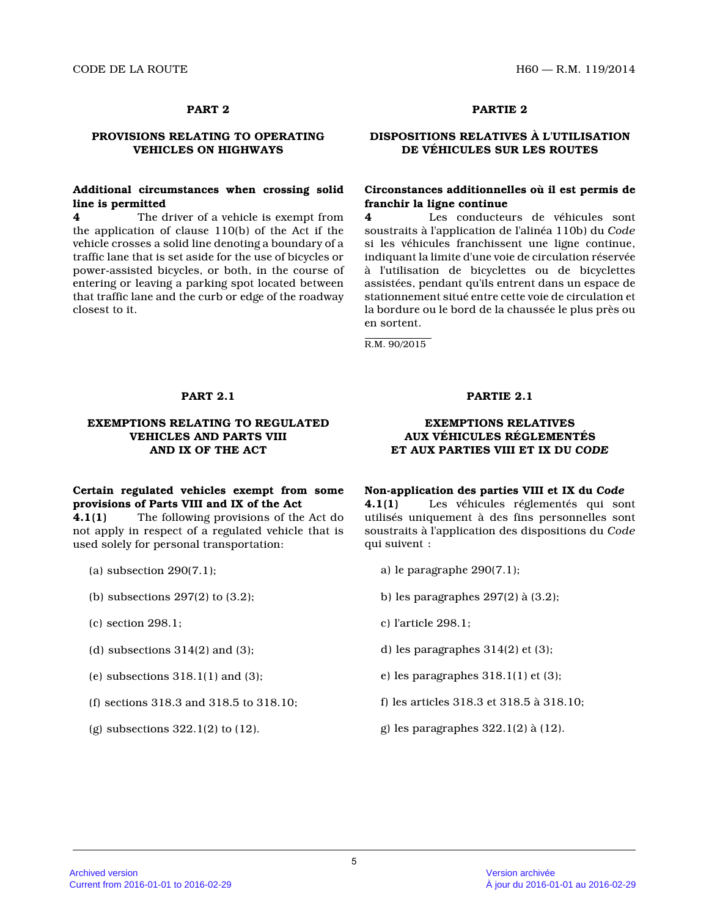## PART 2

### PROVISIONS RELATING TO OPERATING VEHICLES ON HIGHWAYS

**Additional circumstances when crossing solid line is permitted**

**4** The driver of a vehicle is exempt from the application of clause 110(b) of the Act if the vehicle crosses a solid line denoting a boundary of a traffic lane that is set aside for the use of bicycles or power-assisted bicycles, or both, in the course of entering or leaving a parking spot located between that traffic lane and the curb or edge of the roadway closest to it.

## PARTIE 2

### DISPOSITIONS RELATIVES À L'UTILISATION DE VÉHICULES SUR LES ROUTES

**Circonstances additionnelles où il est permis de franchir la ligne continue**

**4** Les conducteurs de véhicules sont soustraits à l'application de l'alinéa 110b) du *Code* si les véhicules franchissent une ligne continue, indiquant la limite d'une voie de circulation réservée à l'utilisation de bicyclettes ou de bicyclettes assistées, pendant qu'ils entrent dans un espace de stationnement situé entre cette voie de circulation et la bordure ou le bord de la chaussée le plus près ou en sortent.

R.M. 90/2015

## PART 2.1

### EXEMPTIONS RELATING TO REGULATED VEHICLES AND PARTS VIII AND IX OF THE ACT

**Certain regulated vehicles exempt from some provisions of Parts VIII and IX of the Act**

**4.1(1)** The following provisions of the Act do not apply in respect of a regulated vehicle that is used solely for personal transportation:

(a) subsection 290(7.1);

(b) subsections 297(2) to (3.2);

(c) section 298.1;

(d) subsections 314(2) and (3);

(e) subsections 318.1(1) and (3);

(f) sections 318.3 and 318.5 to 318.10;

(g) subsections 322.1(2) to (12).

## PARTIE 2.1

### EXEMPTIONS RELATIVES AUX VÉHICULES RÉGLEMENTÉS ET AUX PARTIES VIII ET IX DU *CODE*

**Non-application des parties VIII et IX du *Code***

**4.1(1)** Les véhicules réglementés qui sont utilisés uniquement à des fins personnelles sont soustraits à l'application des dispositions du *Code* qui suivent :

a) le paragraphe 290(7.1);

b) les paragraphes 297(2) à (3.2);

c) l'article 298.1;

d) les paragraphes 314(2) et (3);

e) les paragraphes 318.1(1) et (3);

f) les articles 318.3 et 318.5 à 318.10;

g) les paragraphes 322.1(2) à (12).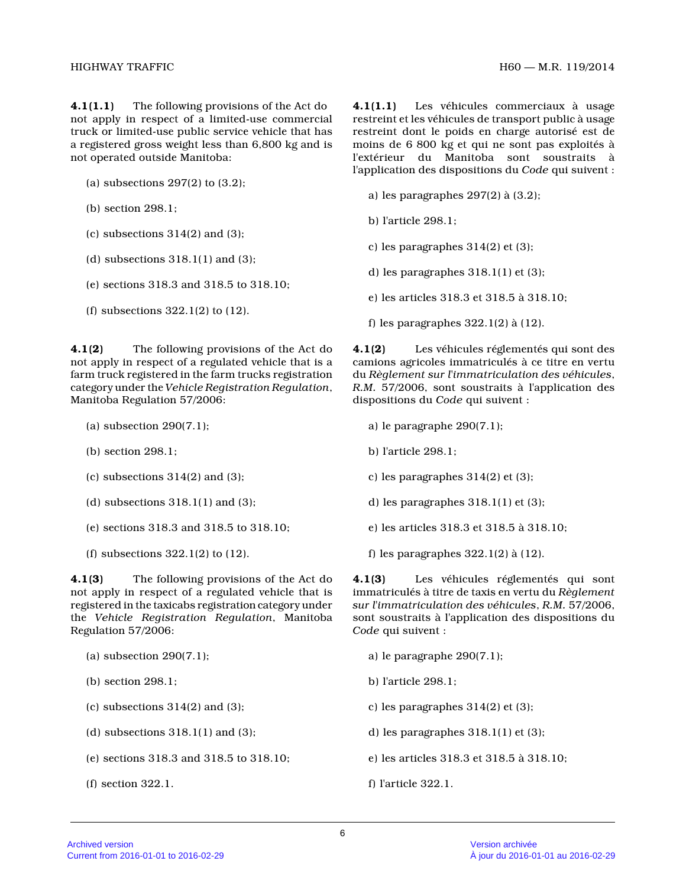**4.1(1.1)** The following provisions of the Act do not apply in respect of a limited-use commercial truck or limited-use public service vehicle that has a registered gross weight less than 6,800 kg and is not operated outside Manitoba:

(a) subsections 297(2) to (3.2);

(b) section 298.1;

(c) subsections 314(2) and (3);

(d) subsections 318.1(1) and (3);

(e) sections 318.3 and 318.5 to 318.10;

(f) subsections 322.1(2) to (12).

**4.1(2)** The following provisions of the Act do not apply in respect of a regulated vehicle that is a farm truck registered in the farm trucks registration category under the *Vehicle Registration Regulation*, Manitoba Regulation 57/2006:

(a) subsection 290(7.1);

(b) section 298.1;

(c) subsections 314(2) and (3);

(d) subsections 318.1(1) and (3);

(e) sections 318.3 and 318.5 to 318.10;

(f) subsections 322.1(2) to (12).

**4.1(3)** The following provisions of the Act do not apply in respect of a regulated vehicle that is registered in the taxicabs registration category under the *Vehicle Registration Regulation*, Manitoba Regulation 57/2006:

(a) subsection 290(7.1);

(b) section 298.1;

(c) subsections 314(2) and (3);

(d) subsections 318.1(1) and (3);

(e) sections 318.3 and 318.5 to 318.10;

(f) section 322.1.

**4.1(1.1)** Les véhicules commerciaux à usage restreint et les véhicules de transport public à usage restreint dont le poids en charge autorisé est de moins de 6 800 kg et qui ne sont pas exploités à l'extérieur du Manitoba sont soustraits à l'application des dispositions du *Code* qui suivent :

a) les paragraphes 297(2) à (3.2);

b) l'article 298.1;

c) les paragraphes 314(2) et (3);

d) les paragraphes 318.1(1) et (3);

e) les articles 318.3 et 318.5 à 318.10;

f) les paragraphes 322.1(2) à (12).

**4.1(2)** Les véhicules réglementés qui sont des camions agricoles immatriculés à ce titre en vertu du *Règlement sur l'immatriculation des véhicules*, *R.M.* 57/2006, sont soustraits à l'application des dispositions du *Code* qui suivent :

a) le paragraphe 290(7.1);

b) l'article 298.1;

c) les paragraphes 314(2) et (3);

d) les paragraphes 318.1(1) et (3);

e) les articles 318.3 et 318.5 à 318.10;

f) les paragraphes 322.1(2) à (12).

**4.1(3)** Les véhicules réglementés qui sont immatriculés à titre de taxis en vertu du *Règlement sur l'immatriculation des véhicules*, *R.M.* 57/2006, sont soustraits à l'application des dispositions du *Code* qui suivent :

a) le paragraphe 290(7.1);

b) l'article 298.1;

c) les paragraphes 314(2) et (3);

d) les paragraphes 318.1(1) et (3);

e) les articles 318.3 et 318.5 à 318.10;

f) l'article 322.1.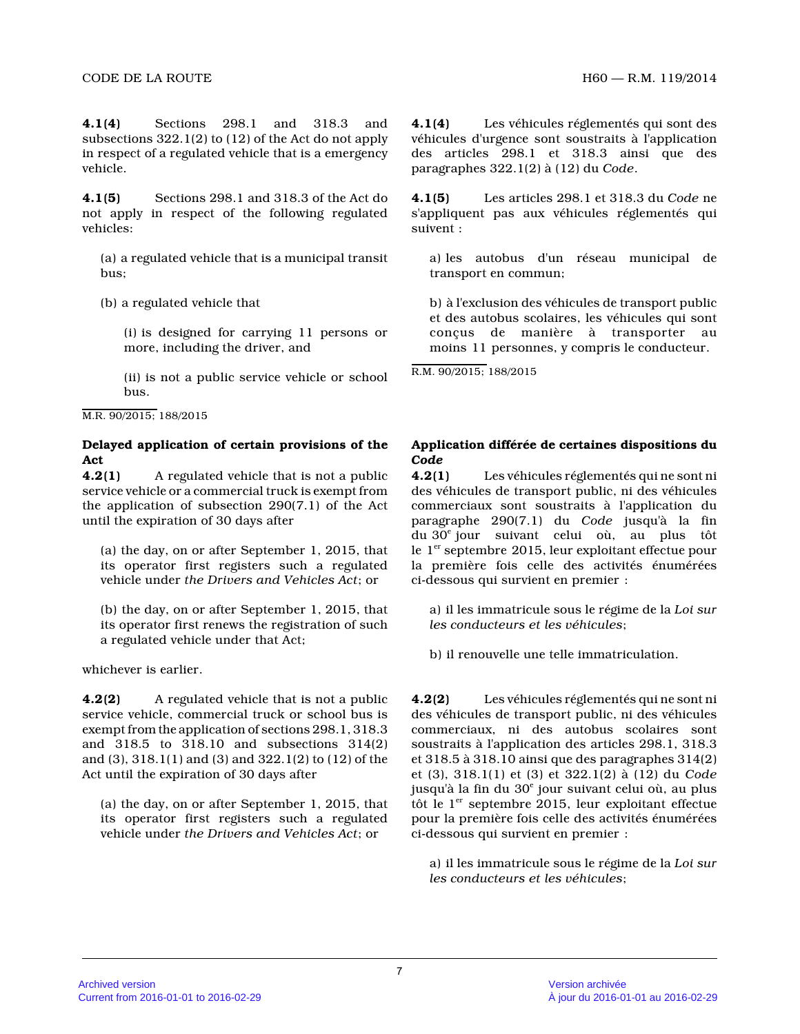**4.1(4)** Sections 298.1 and 318.3 and subsections 322.1(2) to (12) of the Act do not apply in respect of a regulated vehicle that is a emergency vehicle.

**4.1(5)** Sections 298.1 and 318.3 of the Act do not apply in respect of the following regulated vehicles:

(a) a regulated vehicle that is a municipal transit bus;

(b) a regulated vehicle that

(i) is designed for carrying 11 persons or more, including the driver, and

(ii) is not a public service vehicle or school bus.

M.R. 90/2015; 188/2015

**Delayed application of certain provisions of the Act**

**4.2(1)** A regulated vehicle that is not a public service vehicle or a commercial truck is exempt from the application of subsection 290(7.1) of the Act until the expiration of 30 days after

(a) the day, on or after September 1, 2015, that its operator first registers such a regulated vehicle under *the Drivers and Vehicles Act*; or

(b) the day, on or after September 1, 2015, that its operator first renews the registration of such a regulated vehicle under that Act;

whichever is earlier.

**4.2(2)** A regulated vehicle that is not a public service vehicle, commercial truck or school bus is exempt from the application of sections 298.1, 318.3 and 318.5 to 318.10 and subsections 314(2) and (3), 318.1(1) and (3) and 322.1(2) to (12) of the Act until the expiration of 30 days after

(a) the day, on or after September 1, 2015, that its operator first registers such a regulated vehicle under *the Drivers and Vehicles Act*; or

**4.1(4)** Les véhicules réglementés qui sont des véhicules d'urgence sont soustraits à l'application des articles 298.1 et 318.3 ainsi que des paragraphes 322.1(2) à (12) du *Code*.

**4.1(5)** Les articles 298.1 et 318.3 du *Code* ne s'appliquent pas aux véhicules réglementés qui suivent :

a) les autobus d'un réseau municipal de transport en commun;

b) à l'exclusion des véhicules de transport public et des autobus scolaires, les véhicules qui sont conçus de manière à transporter au moins 11 personnes, y compris le conducteur.

R.M. 90/2015; 188/2015

**Application différée de certaines dispositions du *Code***

**4.2(1)** Les véhicules réglementés qui ne sont ni des véhicules de transport public, ni des véhicules commerciaux sont soustraits à l'application du paragraphe 290(7.1) du *Code* jusqu'à la fin du 30[e] jour suivant celui où, au plus tôt le 1[er] septembre 2015, leur exploitant effectue pour la première fois celle des activités énumérées ci-dessous qui survient en premier :

a) il les immatricule sous le régime de la *Loi sur les conducteurs et les véhicules*;

b) il renouvelle une telle immatriculation.

**4.2(2)** Les véhicules réglementés qui ne sont ni des véhicules de transport public, ni des véhicules commerciaux, ni des autobus scolaires sont soustraits à l'application des articles 298.1, 318.3 et 318.5 à 318.10 ainsi que des paragraphes 314(2) et (3), 318.1(1) et (3) et 322.1(2) à (12) du *Code* jusqu'à la fin du 30[e] jour suivant celui où, au plus tôt le 1[er] septembre 2015, leur exploitant effectue pour la première fois celle des activités énumérées ci-dessous qui survient en premier :

a) il les immatricule sous le régime de la *Loi sur les conducteurs et les véhicules*;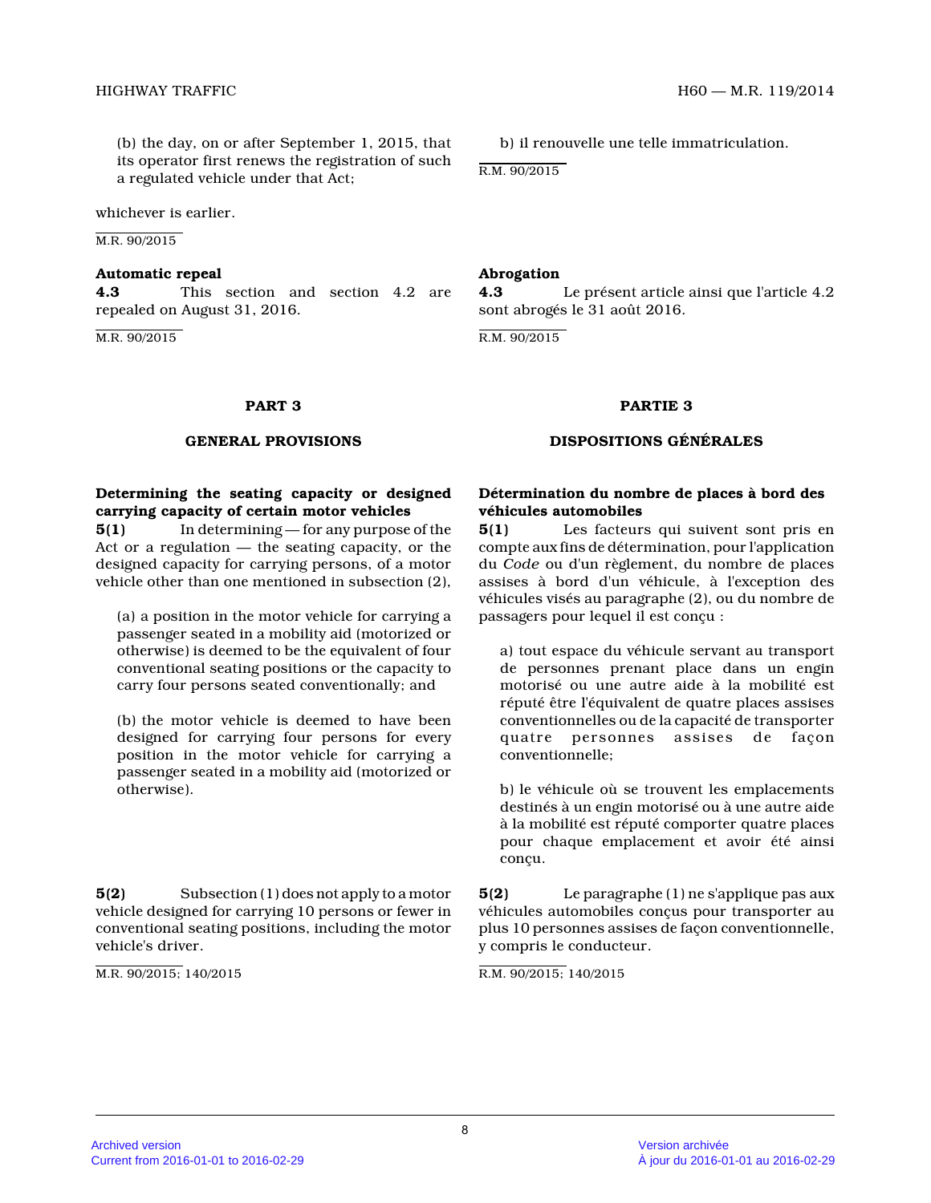(b) the day, on or after September 1, 2015, that its operator first renews the registration of such a regulated vehicle under that Act;

whichever is earlier.

M.R. 90/2015

b) il renouvelle une telle immatriculation.

R.M. 90/2015

**Automatic repeal**

**4.3** This section and section 4.2 are repealed on August 31, 2016.

M.R. 90/2015

**Abrogation**

**4.3** Le présent article ainsi que l'article 4.2 sont abrogés le 31 août 2016.

R.M. 90/2015

## PART 3

## GENERAL PROVISIONS

**Determining the seating capacity or designed carrying capacity of certain motor vehicles**

**5(1)** In determining — for any purpose of the Act or a regulation — the seating capacity, or the designed capacity for carrying persons, of a motor vehicle other than one mentioned in subsection (2),

(a) a position in the motor vehicle for carrying a passenger seated in a mobility aid (motorized or otherwise) is deemed to be the equivalent of four conventional seating positions or the capacity to carry four persons seated conventionally; and

(b) the motor vehicle is deemed to have been designed for carrying four persons for every position in the motor vehicle for carrying a passenger seated in a mobility aid (motorized or otherwise).

**5(2)** Subsection (1) does not apply to a motor vehicle designed for carrying 10 persons or fewer in conventional seating positions, including the motor vehicle's driver.

M.R. 90/2015; 140/2015

## PARTIE 3

## DISPOSITIONS GÉNÉRALES

**Détermination du nombre de places à bord des véhicules automobiles**

**5(1)** Les facteurs qui suivent sont pris en compte aux fins de détermination, pour l'application du *Code* ou d'un règlement, du nombre de places assises à bord d'un véhicule, à l'exception des véhicules visés au paragraphe (2), ou du nombre de passagers pour lequel il est conçu :

a) tout espace du véhicule servant au transport de personnes prenant place dans un engin motorisé ou une autre aide à la mobilité est réputé être l'équivalent de quatre places assises conventionnelles ou de la capacité de transporter quatre personnes assises de façon conventionnelle;

b) le véhicule où se trouvent les emplacements destinés à un engin motorisé ou à une autre aide à la mobilité est réputé comporter quatre places pour chaque emplacement et avoir été ainsi conçu.

**5(2)** Le paragraphe (1) ne s'applique pas aux véhicules automobiles conçus pour transporter au plus 10 personnes assises de façon conventionnelle, y compris le conducteur.

R.M. 90/2015; 140/2015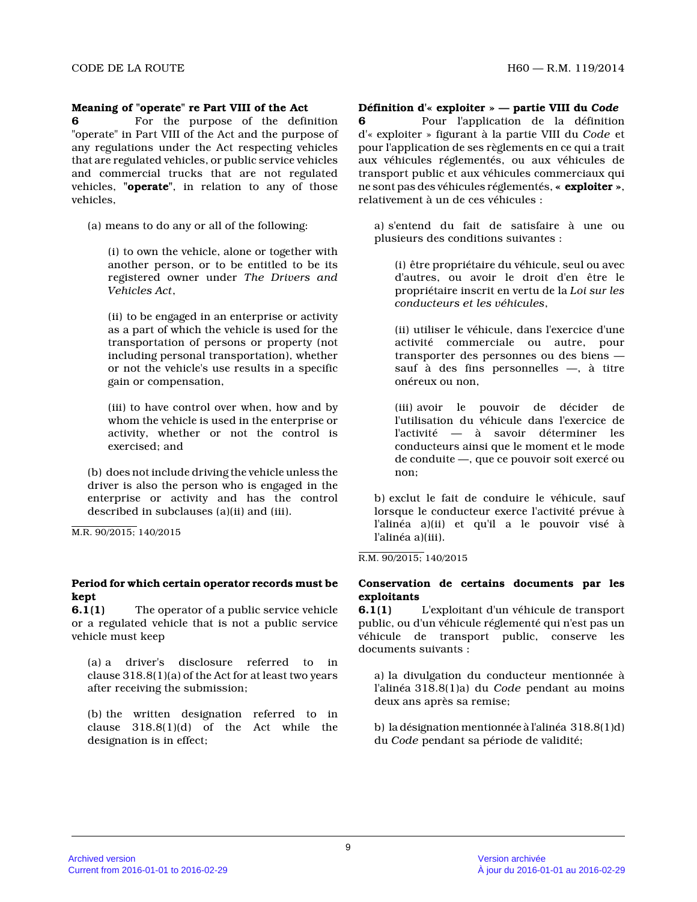**Meaning of "operate" re Part VIII of the Act**

**6** For the purpose of the definition "operate" in Part VIII of the Act and the purpose of any regulations under the Act respecting vehicles that are regulated vehicles, or public service vehicles and commercial trucks that are not regulated vehicles, "**operate**", in relation to any of those vehicles,

(a) means to do any or all of the following:

(i) to own the vehicle, alone or together with another person, or to be entitled to be its registered owner under *The Drivers and Vehicles Act*,

(ii) to be engaged in an enterprise or activity as a part of which the vehicle is used for the transportation of persons or property (not including personal transportation), whether or not the vehicle's use results in a specific gain or compensation,

(iii) to have control over when, how and by whom the vehicle is used in the enterprise or activity, whether or not the control is exercised; and

(b) does not include driving the vehicle unless the driver is also the person who is engaged in the enterprise or activity and has the control described in subclauses (a)(ii) and (iii).

M.R. 90/2015; 140/2015

**Period for which certain operator records must be kept**

**6.1(1)** The operator of a public service vehicle or a regulated vehicle that is not a public service vehicle must keep

(a) a driver's disclosure referred to in clause 318.8(1)(a) of the Act for at least two years after receiving the submission;

(b) the written designation referred to in clause 318.8(1)(d) of the Act while the designation is in effect;

**Définition d'« exploiter » — partie VIII du *Code***

**6** Pour l'application de la définition d'« exploiter » figurant à la partie VIII du *Code* et pour l'application de ses règlements en ce qui a trait aux véhicules réglementés, ou aux véhicules de transport public et aux véhicules commerciaux qui ne sont pas des véhicules réglementés, **« exploiter »**, relativement à un de ces véhicules :

a) s'entend du fait de satisfaire à une ou plusieurs des conditions suivantes :

(i) être propriétaire du véhicule, seul ou avec d'autres, ou avoir le droit d'en être le propriétaire inscrit en vertu de la *Loi sur les conducteurs et les véhicules*,

(ii) utiliser le véhicule, dans l'exercice d'une activité commerciale ou autre, pour transporter des personnes ou des biens — sauf à des fins personnelles —, à titre onéreux ou non,

(iii) avoir le pouvoir de décider de l'utilisation du véhicule dans l'exercice de l'activité — à savoir déterminer les conducteurs ainsi que le moment et le mode de conduite —, que ce pouvoir soit exercé ou non;

b) exclut le fait de conduire le véhicule, sauf lorsque le conducteur exerce l'activité prévue à l'alinéa a)(ii) et qu'il a le pouvoir visé à l'alinéa a)(iii).

R.M. 90/2015; 140/2015

**Conservation de certains documents par les exploitants**

**6.1(1)** L'exploitant d'un véhicule de transport public, ou d'un véhicule réglementé qui n'est pas un véhicule de transport public, conserve les documents suivants :

a) la divulgation du conducteur mentionnée à l'alinéa 318.8(1)a) du *Code* pendant au moins deux ans après sa remise;

b) la désignation mentionnée à l'alinéa 318.8(1)d) du *Code* pendant sa période de validité;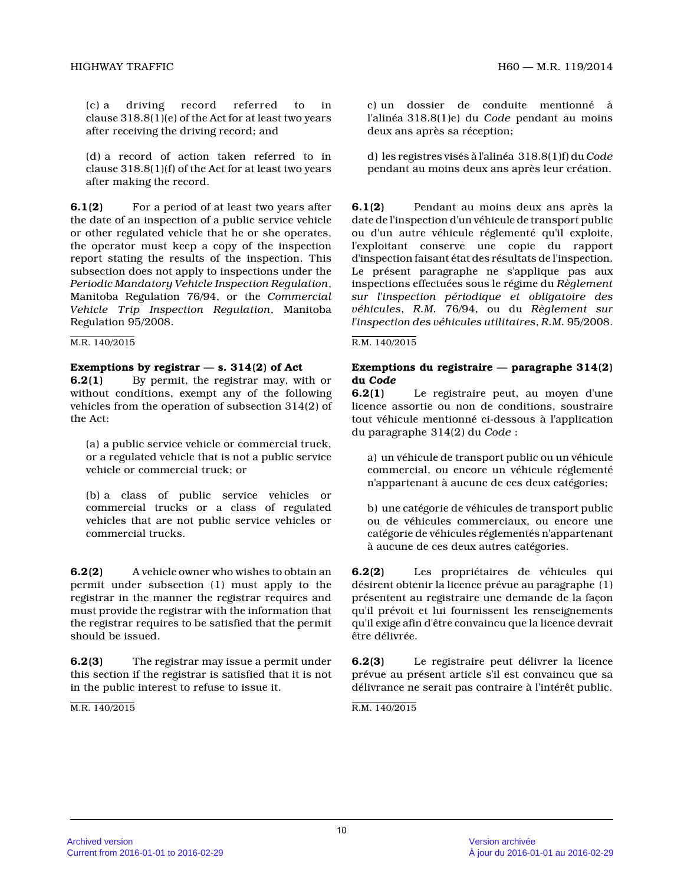(c) a driving record referred to in clause 318.8(1)(e) of the Act for at least two years after receiving the driving record; and

(d) a record of action taken referred to in clause 318.8(1)(f) of the Act for at least two years after making the record.

**6.1(2)** For a period of at least two years after the date of an inspection of a public service vehicle or other regulated vehicle that he or she operates, the operator must keep a copy of the inspection report stating the results of the inspection. This subsection does not apply to inspections under the *Periodic Mandatory Vehicle Inspection Regulation*, Manitoba Regulation 76/94, or the *Commercial Vehicle Trip Inspection Regulation*, Manitoba Regulation 95/2008.

M.R. 140/2015

**Exemptions by registrar — s. 314(2) of Act**

**6.2(1)** By permit, the registrar may, with or without conditions, exempt any of the following vehicles from the operation of subsection 314(2) of the Act:

(a) a public service vehicle or commercial truck, or a regulated vehicle that is not a public service vehicle or commercial truck; or

(b) a class of public service vehicles or commercial trucks or a class of regulated vehicles that are not public service vehicles or commercial trucks.

**6.2(2)** A vehicle owner who wishes to obtain an permit under subsection (1) must apply to the registrar in the manner the registrar requires and must provide the registrar with the information that the registrar requires to be satisfied that the permit should be issued.

**6.2(3)** The registrar may issue a permit under this section if the registrar is satisfied that it is not in the public interest to refuse to issue it.

M.R. 140/2015

c) un dossier de conduite mentionné à l'alinéa 318.8(1)e) du *Code* pendant au moins deux ans après sa réception;

d) les registres visés à l'alinéa 318.8(1)f) du *Code* pendant au moins deux ans après leur création.

**6.1(2)** Pendant au moins deux ans après la date de l'inspection d'un véhicule de transport public ou d'un autre véhicule réglementé qu'il exploite, l'exploitant conserve une copie du rapport d'inspection faisant état des résultats de l'inspection. Le présent paragraphe ne s'applique pas aux inspections effectuées sous le régime du *Règlement sur l'inspection périodique et obligatoire des véhicules*, *R.M.* 76/94, ou du *Règlement sur l'inspection des véhicules utilitaires*, *R.M.* 95/2008.

R.M. 140/2015

**Exemptions du registraire — paragraphe 314(2) du *Code***

**6.2(1)** Le registraire peut, au moyen d'une licence assortie ou non de conditions, soustraire tout véhicule mentionné ci-dessous à l'application du paragraphe 314(2) du *Code* :

a) un véhicule de transport public ou un véhicule commercial, ou encore un véhicule réglementé n'appartenant à aucune de ces deux catégories;

b) une catégorie de véhicules de transport public ou de véhicules commerciaux, ou encore une catégorie de véhicules réglementés n'appartenant à aucune de ces deux autres catégories.

**6.2(2)** Les propriétaires de véhicules qui désirent obtenir la licence prévue au paragraphe (1) présentent au registraire une demande de la façon qu'il prévoit et lui fournissent les renseignements qu'il exige afin d'être convaincu que la licence devrait être délivrée.

**6.2(3)** Le registraire peut délivrer la licence prévue au présent article s'il est convaincu que sa délivrance ne serait pas contraire à l'intérêt public.

R.M. 140/2015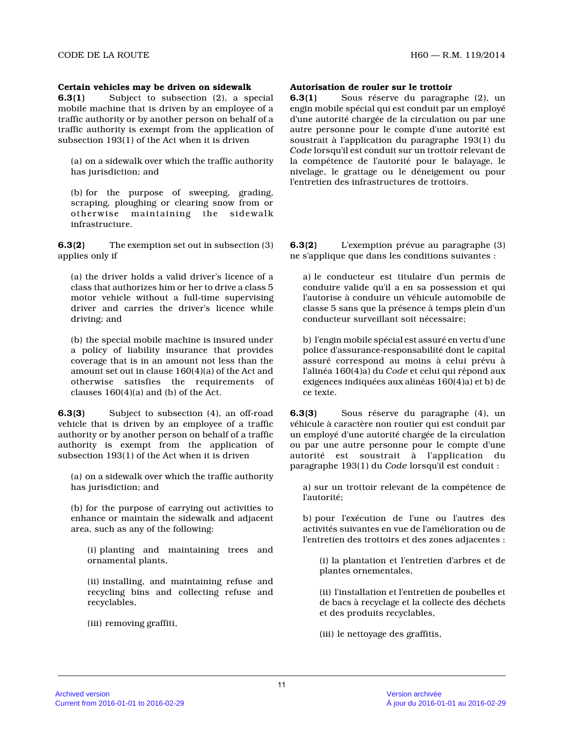**Certain vehicles may be driven on sidewalk**

**6.3(1)** Subject to subsection (2), a special mobile machine that is driven by an employee of a traffic authority or by another person on behalf of a traffic authority is exempt from the application of subsection 193(1) of the Act when it is driven

(a) on a sidewalk over which the traffic authority has jurisdiction; and

(b) for the purpose of sweeping, grading, scraping, ploughing or clearing snow from or otherwise maintaining the sidewalk infrastructure.

**6.3(2)** The exemption set out in subsection (3) applies only if

(a) the driver holds a valid driver's licence of a class that authorizes him or her to drive a class 5 motor vehicle without a full-time supervising driver and carries the driver's licence while driving; and

(b) the special mobile machine is insured under a policy of liability insurance that provides coverage that is in an amount not less than the amount set out in clause 160(4)(a) of the Act and otherwise satisfies the requirements of clauses 160(4)(a) and (b) of the Act.

**6.3(3)** Subject to subsection (4), an off-road vehicle that is driven by an employee of a traffic authority or by another person on behalf of a traffic authority is exempt from the application of subsection 193(1) of the Act when it is driven

(a) on a sidewalk over which the traffic authority has jurisdiction; and

(b) for the purpose of carrying out activities to enhance or maintain the sidewalk and adjacent area, such as any of the following:

(i) planting and maintaining trees and ornamental plants,

(ii) installing, and maintaining refuse and recycling bins and collecting refuse and recyclables,

(iii) removing graffiti,

**Autorisation de rouler sur le trottoir**

**6.3(1)** Sous réserve du paragraphe (2), un engin mobile spécial qui est conduit par un employé d'une autorité chargée de la circulation ou par une autre personne pour le compte d'une autorité est soustrait à l'application du paragraphe 193(1) du *Code* lorsqu'il est conduit sur un trottoir relevant de la compétence de l'autorité pour le balayage, le nivelage, le grattage ou le déneigement ou pour l'entretien des infrastructures de trottoirs.

**6.3(2)** L'exemption prévue au paragraphe (3) ne s'applique que dans les conditions suivantes :

a) le conducteur est titulaire d'un permis de conduire valide qu'il a en sa possession et qui l'autorise à conduire un véhicule automobile de classe 5 sans que la présence à temps plein d'un conducteur surveillant soit nécessaire;

b) l'engin mobile spécial est assuré en vertu d'une police d'assurance-responsabilité dont le capital assuré correspond au moins à celui prévu à l'alinéa 160(4)a) du *Code* et celui qui répond aux exigences indiquées aux alinéas 160(4)a) et b) de ce texte.

**6.3(3)** Sous réserve du paragraphe (4), un véhicule à caractère non routier qui est conduit par un employé d'une autorité chargée de la circulation ou par une autre personne pour le compte d'une autorité est soustrait à l'application du paragraphe 193(1) du *Code* lorsqu'il est conduit :

a) sur un trottoir relevant de la compétence de l'autorité;

b) pour l'exécution de l'une ou l'autres des activités suivantes en vue de l'amélioration ou de l'entretien des trottoirs et des zones adjacentes :

(i) la plantation et l'entretien d'arbres et de plantes ornementales,

(ii) l'installation et l'entretien de poubelles et de bacs à recyclage et la collecte des déchets et des produits recyclables,

(iii) le nettoyage des graffitis,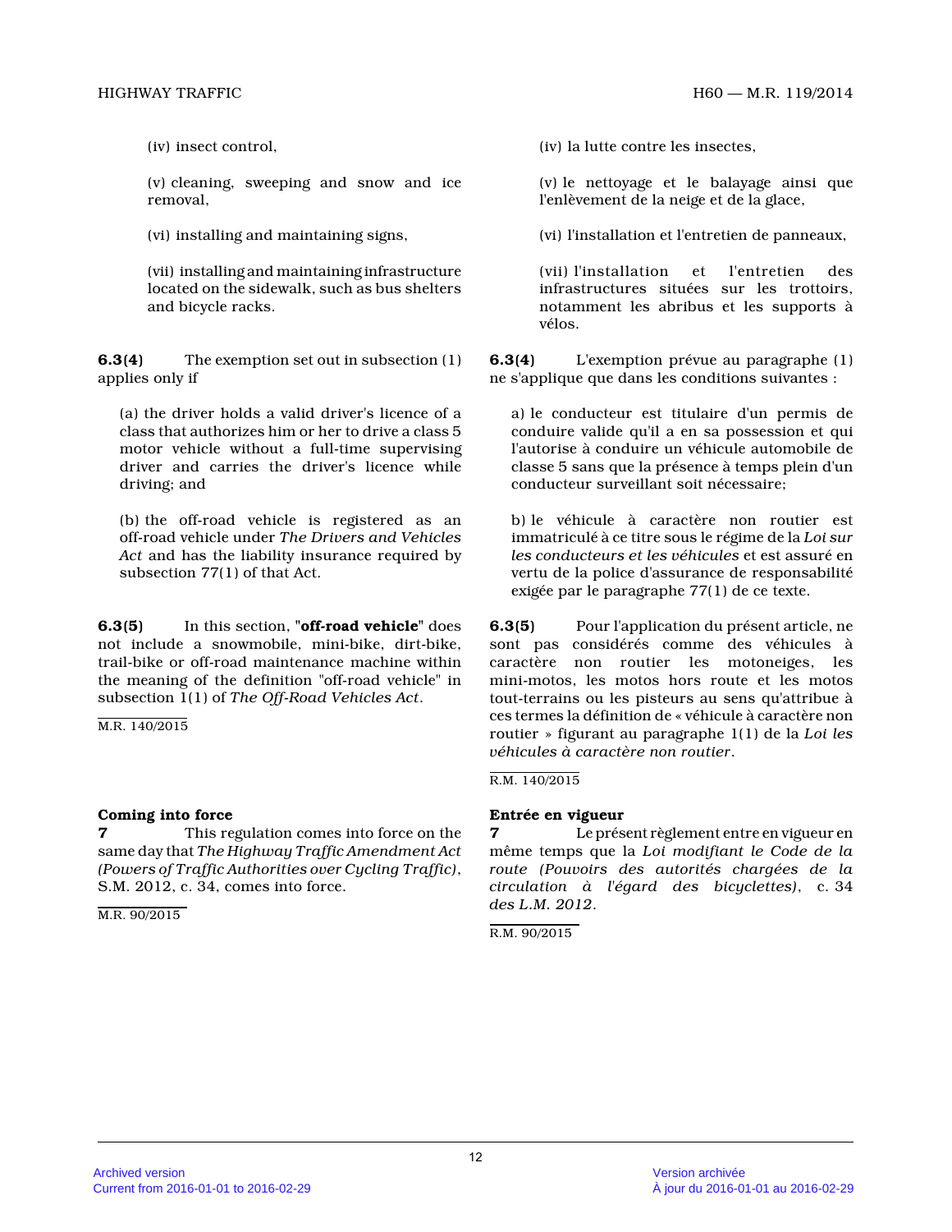(iv) insect control,

(v) cleaning, sweeping and snow and ice removal,

(vi) installing and maintaining signs,

(vii) installing and maintaining infrastructure located on the sidewalk, such as bus shelters and bicycle racks.

**6.3(4)** The exemption set out in subsection (1) applies only if

(a) the driver holds a valid driver's licence of a class that authorizes him or her to drive a class 5 motor vehicle without a full-time supervising driver and carries the driver's licence while driving; and

(b) the off-road vehicle is registered as an off-road vehicle under *The Drivers and Vehicles Act* and has the liability insurance required by subsection 77(1) of that Act.

**6.3(5)** In this section, "**off-road vehicle**" does not include a snowmobile, mini-bike, dirt-bike, trail-bike or off-road maintenance machine within the meaning of the definition "off-road vehicle" in subsection 1(1) of *The Off-Road Vehicles Act*.

M.R. 140/2015

**Coming into force**

**7** This regulation comes into force on the same day that *The Highway Traffic Amendment Act (Powers of Traffic Authorities over Cycling Traffic)*, S.M. 2012, c. 34, comes into force.

M.R. 90/2015

(iv) la lutte contre les insectes,

(v) le nettoyage et le balayage ainsi que l'enlèvement de la neige et de la glace,

(vi) l'installation et l'entretien de panneaux,

(vii) l'installation et l'entretien des infrastructures situées sur les trottoirs, notamment les abribus et les supports à vélos.

**6.3(4)** L'exemption prévue au paragraphe (1) ne s'applique que dans les conditions suivantes :

a) le conducteur est titulaire d'un permis de conduire valide qu'il a en sa possession et qui l'autorise à conduire un véhicule automobile de classe 5 sans que la présence à temps plein d'un conducteur surveillant soit nécessaire;

b) le véhicule à caractère non routier est immatriculé à ce titre sous le régime de la *Loi sur les conducteurs et les véhicules* et est assuré en vertu de la police d'assurance de responsabilité exigée par le paragraphe 77(1) de ce texte.

**6.3(5)** Pour l'application du présent article, ne sont pas considérés comme des véhicules à caractère non routier les motoneiges, les mini-motos, les motos hors route et les motos tout-terrains ou les pisteurs au sens qu'attribue à ces termes la définition de « véhicule à caractère non routier » figurant au paragraphe 1(1) de la *Loi les véhicules à caractère non routier*.

R.M. 140/2015

**Entrée en vigueur**

**7** Le présent règlement entre en vigueur en même temps que la *Loi modifiant le Code de la route (Pouvoirs des autorités chargées de la circulation à l'égard des bicyclettes)*, c. 34 *des L.M. 2012*.

R.M. 90/2015